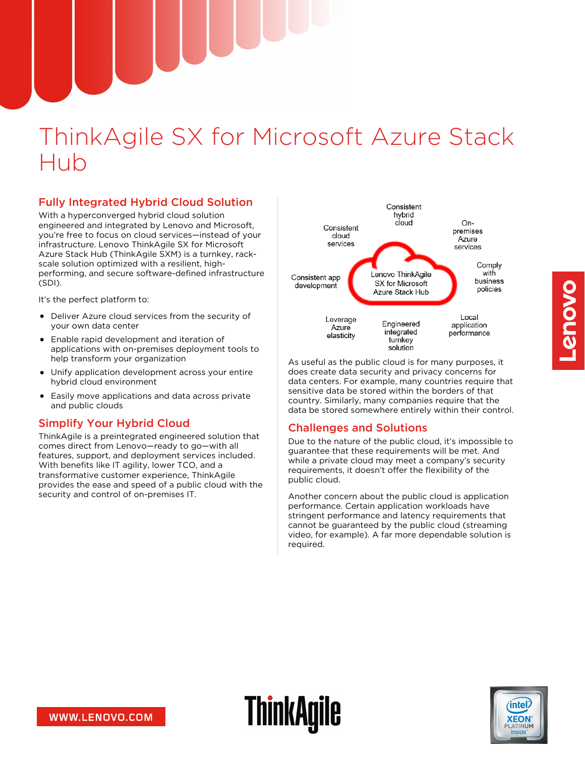# ThinkAgile SX for Microsoft Azure Stack Hub

## Fully Integrated Hybrid Cloud Solution

With a hyperconverged hybrid cloud solution engineered and integrated by Lenovo and Microsoft, you're free to focus on cloud services—instead of your infrastructure. Lenovo ThinkAgile SX for Microsoft Azure Stack Hub (ThinkAgile SXM) is a turnkey, rack-scale solution optimized with a resilient, high-performing, and secure software-defined infrastructure (SDI).

It's the perfect platform to:

- Deliver Azure cloud services from the security of your own data center
- Enable rapid development and iteration of applications with on-premises deployment tools to help transform your organization
- Unify application development across your entire hybrid cloud environment
- Easily move applications and data across private and public clouds

## Simplify Your Hybrid Cloud

ThinkAgile is a preintegrated engineered solution that comes direct from Lenovo—ready to go—with all features, support, and deployment services included. With benefits like IT agility, lower TCO, and a transformative customer experience, ThinkAgile provides the ease and speed of a public cloud with the security and control of on-premises IT.

Lenovo ThinkAgile SX for Microsoft Azure Stack Hub: Consistent hybrid cloud; On-premises Azure services; Comply with business policies; Local application performance; Engineered integrated turnkey solution; Leverage Azure elasticity; Consistent app development; Consistent cloud services

As useful as the public cloud is for many purposes, it does create data security and privacy concerns for data centers. For example, many countries require that sensitive data be stored within the borders of that country. Similarly, many companies require that the data be stored somewhere entirely within their control.

## Challenges and Solutions

Due to the nature of the public cloud, it's impossible to guarantee that these requirements will be met. And while a private cloud may meet a company's security requirements, it doesn't offer the flexibility of the public cloud.

Another concern about the public cloud is application performance. Certain application workloads have stringent performance and latency requirements that cannot be guaranteed by the public cloud (streaming video, for example). A far more dependable solution is required.

WWW.LENOVO.COM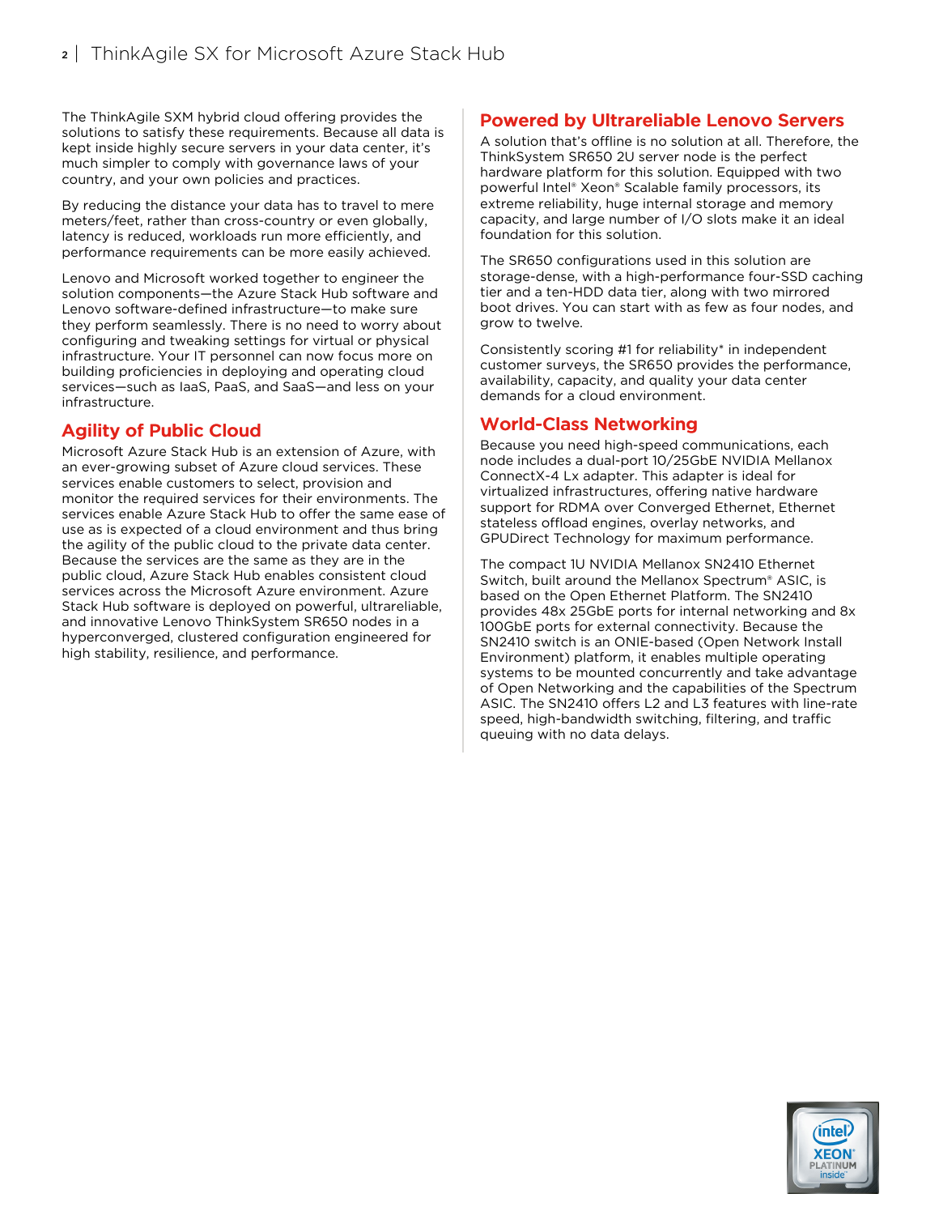The ThinkAgile SXM hybrid cloud offering provides the solutions to satisfy these requirements. Because all data is kept inside highly secure servers in your data center, it's much simpler to comply with governance laws of your country, and your own policies and practices.

By reducing the distance your data has to travel to mere meters/feet, rather than cross-country or even globally, latency is reduced, workloads run more efficiently, and performance requirements can be more easily achieved.

Lenovo and Microsoft worked together to engineer the solution components—the Azure Stack Hub software and Lenovo software-defined infrastructure—to make sure they perform seamlessly. There is no need to worry about configuring and tweaking settings for virtual or physical infrastructure. Your IT personnel can now focus more on building proficiencies in deploying and operating cloud services—such as IaaS, PaaS, and SaaS—and less on your infrastructure.

## Agility of Public Cloud

Microsoft Azure Stack Hub is an extension of Azure, with an ever-growing subset of Azure cloud services. These services enable customers to select, provision and monitor the required services for their environments. The services enable Azure Stack Hub to offer the same ease of use as is expected of a cloud environment and thus bring the agility of the public cloud to the private data center. Because the services are the same as they are in the public cloud, Azure Stack Hub enables consistent cloud services across the Microsoft Azure environment. Azure Stack Hub software is deployed on powerful, ultrareliable, and innovative Lenovo ThinkSystem SR650 nodes in a hyperconverged, clustered configuration engineered for high stability, resilience, and performance.

## Powered by Ultrareliable Lenovo Servers

A solution that's offline is no solution at all. Therefore, the ThinkSystem SR650 2U server node is the perfect hardware platform for this solution. Equipped with two powerful Intel® Xeon® Scalable family processors, its extreme reliability, huge internal storage and memory capacity, and large number of I/O slots make it an ideal foundation for this solution.

The SR650 configurations used in this solution are storage-dense, with a high-performance four-SSD caching tier and a ten-HDD data tier, along with two mirrored boot drives. You can start with as few as four nodes, and grow to twelve.

Consistently scoring #1 for reliability* in independent customer surveys, the SR650 provides the performance, availability, capacity, and quality your data center demands for a cloud environment.

## World-Class Networking

Because you need high-speed communications, each node includes a dual-port 10/25GbE NVIDIA Mellanox ConnectX-4 Lx adapter. This adapter is ideal for virtualized infrastructures, offering native hardware support for RDMA over Converged Ethernet, Ethernet stateless offload engines, overlay networks, and GPUDirect Technology for maximum performance.

The compact 1U NVIDIA Mellanox SN2410 Ethernet Switch, built around the Mellanox Spectrum® ASIC, is based on the Open Ethernet Platform. The SN2410 provides 48x 25GbE ports for internal networking and 8x 100GbE ports for external connectivity. Because the SN2410 switch is an ONIE-based (Open Network Install Environment) platform, it enables multiple operating systems to be mounted concurrently and take advantage of Open Networking and the capabilities of the Spectrum ASIC. The SN2410 offers L2 and L3 features with line-rate speed, high-bandwidth switching, filtering, and traffic queuing with no data delays.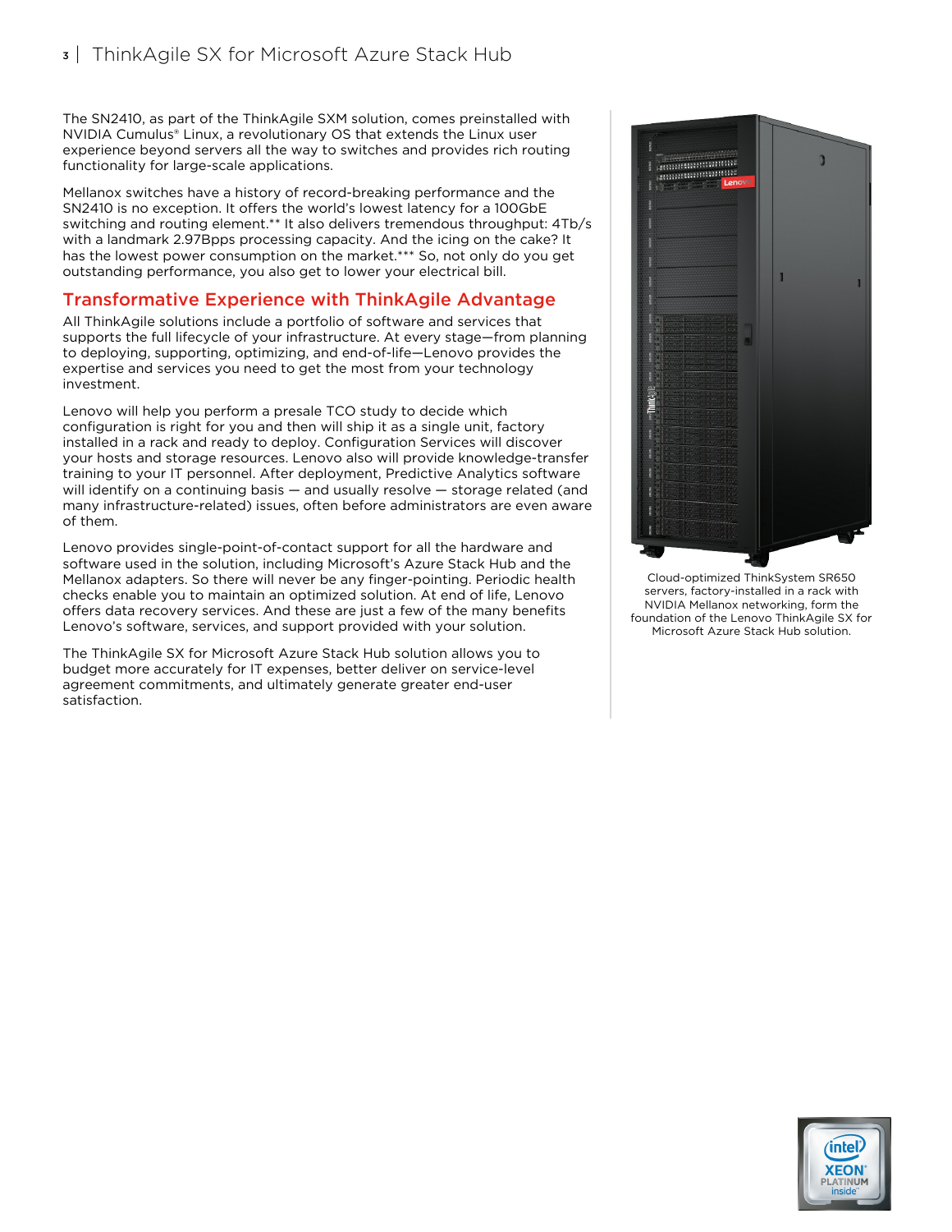The SN2410, as part of the ThinkAgile SXM solution, comes preinstalled with NVIDIA Cumulus® Linux, a revolutionary OS that extends the Linux user experience beyond servers all the way to switches and provides rich routing functionality for large-scale applications.

Mellanox switches have a history of record-breaking performance and the SN2410 is no exception. It offers the world's lowest latency for a 100GbE switching and routing element.** It also delivers tremendous throughput: 4Tb/s with a landmark 2.97Bpps processing capacity. And the icing on the cake? It has the lowest power consumption on the market.*** So, not only do you get outstanding performance, you also get to lower your electrical bill.

## Transformative Experience with ThinkAgile Advantage

All ThinkAgile solutions include a portfolio of software and services that supports the full lifecycle of your infrastructure. At every stage—from planning to deploying, supporting, optimizing, and end-of-life—Lenovo provides the expertise and services you need to get the most from your technology investment.

Lenovo will help you perform a presale TCO study to decide which configuration is right for you and then will ship it as a single unit, factory installed in a rack and ready to deploy. Configuration Services will discover your hosts and storage resources. Lenovo also will provide knowledge-transfer training to your IT personnel. After deployment, Predictive Analytics software will identify on a continuing basis — and usually resolve — storage related (and many infrastructure-related) issues, often before administrators are even aware of them.

Lenovo provides single-point-of-contact support for all the hardware and software used in the solution, including Microsoft's Azure Stack Hub and the Mellanox adapters. So there will never be any finger-pointing. Periodic health checks enable you to maintain an optimized solution. At end of life, Lenovo offers data recovery services. And these are just a few of the many benefits Lenovo's software, services, and support provided with your solution.

The ThinkAgile SX for Microsoft Azure Stack Hub solution allows you to budget more accurately for IT expenses, better deliver on service-level agreement commitments, and ultimately generate greater end-user satisfaction.

Cloud-optimized ThinkSystem SR650 servers, factory-installed in a rack with NVIDIA Mellanox networking, form the foundation of the Lenovo ThinkAgile SX for Microsoft Azure Stack Hub solution.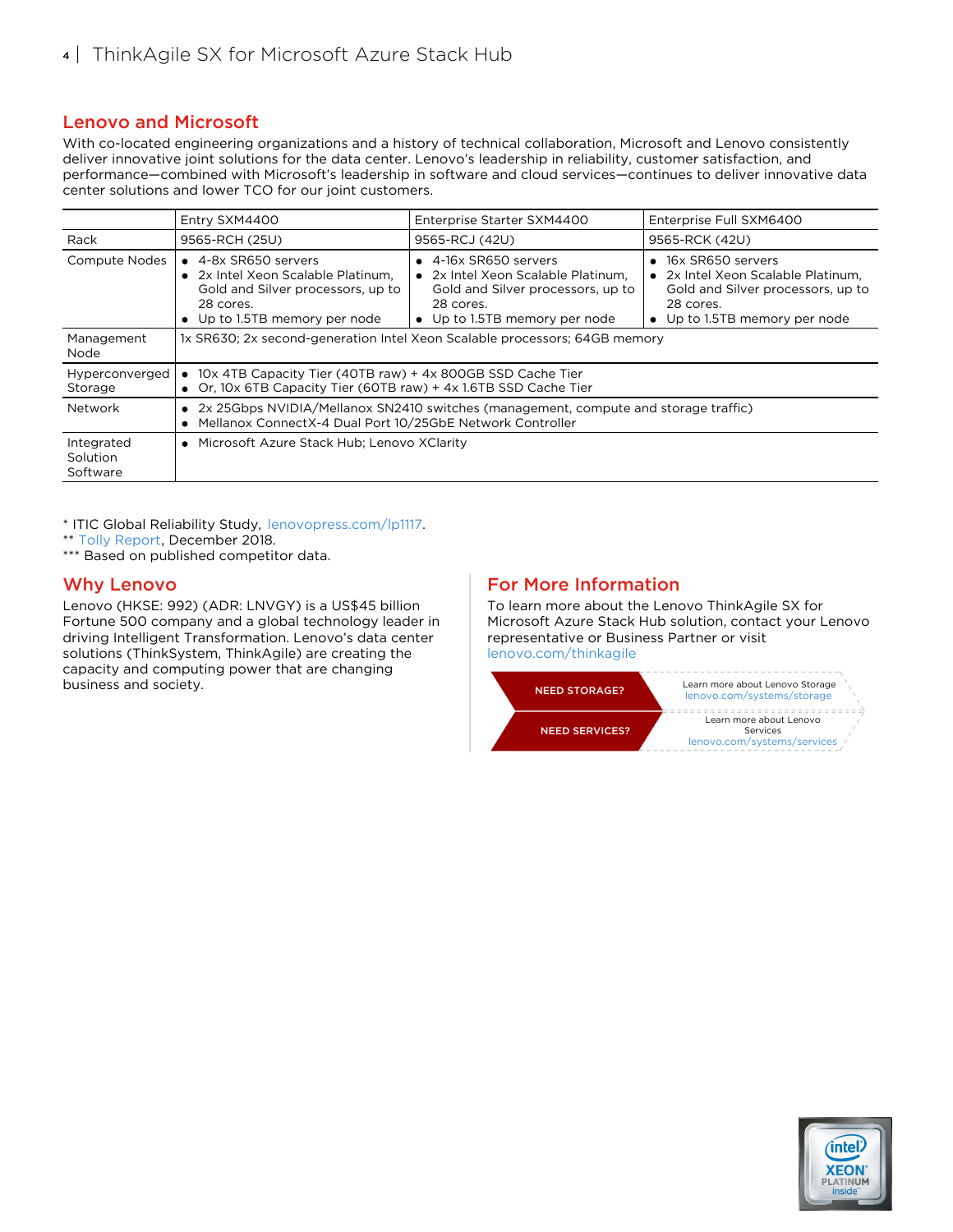## Lenovo and Microsoft

With co-located engineering organizations and a history of technical collaboration, Microsoft and Lenovo consistently deliver innovative joint solutions for the data center. Lenovo's leadership in reliability, customer satisfaction, and performance—combined with Microsoft's leadership in software and cloud services—continues to deliver innovative data center solutions and lower TCO for our joint customers.

| | Entry SXM4400 | Enterprise Starter SXM4400 | Enterprise Full SXM6400 |
|---|---|---|---|
| Rack | 9565-RCH (25U) | 9565-RCJ (42U) | 9565-RCK (42U) |
| Compute Nodes | • 4-8x SR650 servers<br>• 2x Intel Xeon Scalable Platinum, Gold and Silver processors, up to 28 cores.<br>• Up to 1.5TB memory per node | • 4-16x SR650 servers<br>• 2x Intel Xeon Scalable Platinum, Gold and Silver processors, up to 28 cores.<br>• Up to 1.5TB memory per node | • 16x SR650 servers<br>• 2x Intel Xeon Scalable Platinum, Gold and Silver processors, up to 28 cores.<br>• Up to 1.5TB memory per node |
| Management Node | 1x SR630; 2x second-generation Intel Xeon Scalable processors; 64GB memory | | |
| Hyperconverged Storage | • 10x 4TB Capacity Tier (40TB raw) + 4x 800GB SSD Cache Tier<br>• Or, 10x 6TB Capacity Tier (60TB raw) + 4x 1.6TB SSD Cache Tier | | |
| Network | • 2x 25Gbps NVIDIA/Mellanox SN2410 switches (management, compute and storage traffic)<br>• Mellanox ConnectX-4 Dual Port 10/25GbE Network Controller | | |
| Integrated Solution Software | • Microsoft Azure Stack Hub; Lenovo XClarity | | |

* ITIC Global Reliability Study, lenovopress.com/lp1117.
** Tolly Report, December 2018.
*** Based on published competitor data.

## Why Lenovo

Lenovo (HKSE: 992) (ADR: LNVGY) is a US$45 billion Fortune 500 company and a global technology leader in driving Intelligent Transformation. Lenovo's data center solutions (ThinkSystem, ThinkAgile) are creating the capacity and computing power that are changing business and society.

## For More Information

To learn more about the Lenovo ThinkAgile SX for Microsoft Azure Stack Hub solution, contact your Lenovo representative or Business Partner or visit lenovo.com/thinkagile

**NEED STORAGE?** Learn more about Lenovo Storage lenovo.com/systems/storage

**NEED SERVICES?** Learn more about Lenovo Services lenovo.com/systems/services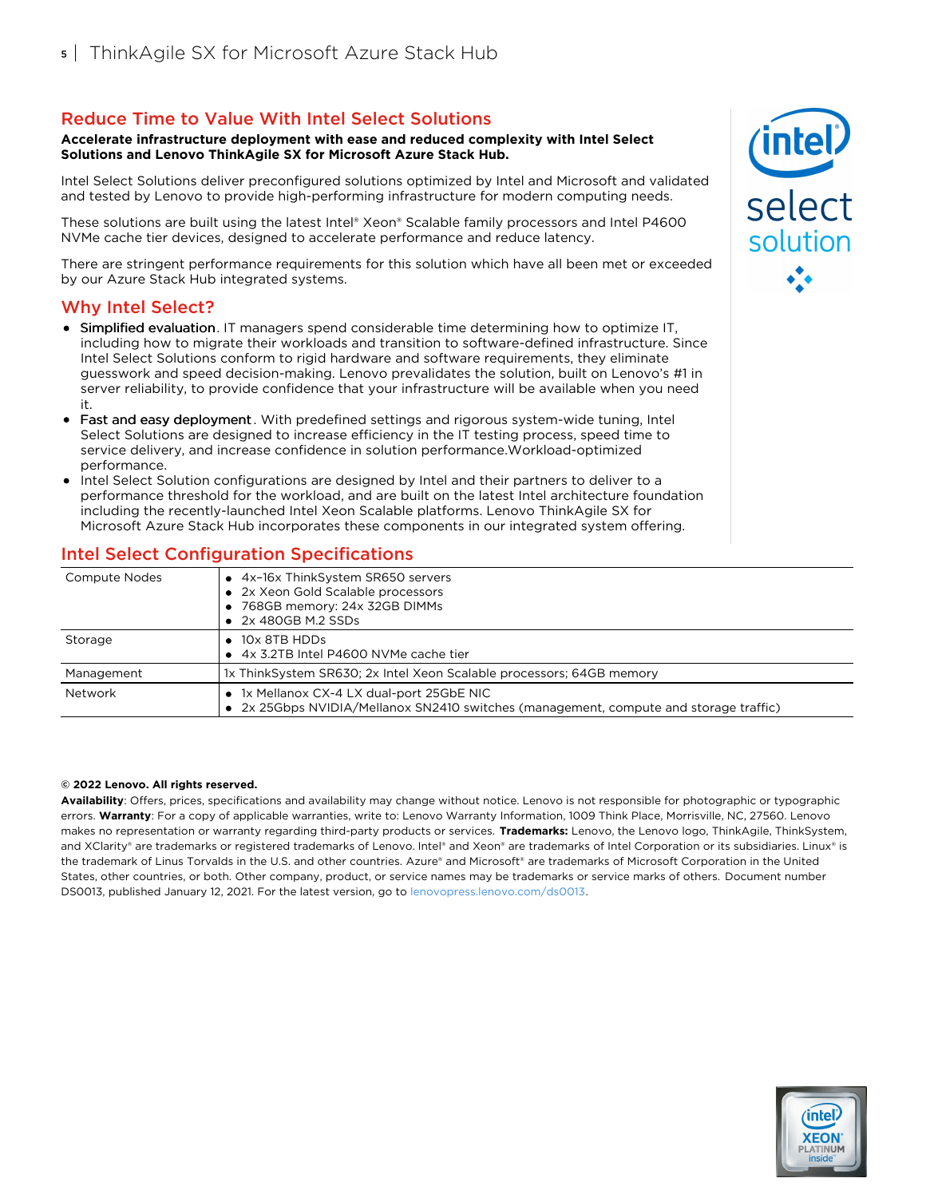## Reduce Time to Value With Intel Select Solutions

**Accelerate infrastructure deployment with ease and reduced complexity with Intel Select Solutions and Lenovo ThinkAgile SX for Microsoft Azure Stack Hub.**

Intel Select Solutions deliver preconfigured solutions optimized by Intel and Microsoft and validated and tested by Lenovo to provide high-performing infrastructure for modern computing needs.

These solutions are built using the latest Intel® Xeon® Scalable family processors and Intel P4600 NVMe cache tier devices, designed to accelerate performance and reduce latency.

There are stringent performance requirements for this solution which have all been met or exceeded by our Azure Stack Hub integrated systems.

## Why Intel Select?

- Simplified evaluation. IT managers spend considerable time determining how to optimize IT, including how to migrate their workloads and transition to software-defined infrastructure. Since Intel Select Solutions conform to rigid hardware and software requirements, they eliminate guesswork and speed decision-making. Lenovo prevalidates the solution, built on Lenovo's #1 in server reliability, to provide confidence that your infrastructure will be available when you need it.
- Fast and easy deployment. With predefined settings and rigorous system-wide tuning, Intel Select Solutions are designed to increase efficiency in the IT testing process, speed time to service delivery, and increase confidence in solution performance.Workload-optimized performance.
- Intel Select Solution configurations are designed by Intel and their partners to deliver to a performance threshold for the workload, and are built on the latest Intel architecture foundation including the recently-launched Intel Xeon Scalable platforms. Lenovo ThinkAgile SX for Microsoft Azure Stack Hub incorporates these components in our integrated system offering.

## Intel Select Configuration Specifications

| | |
|---|---|
| Compute Nodes | • 4x–16x ThinkSystem SR650 servers<br>• 2x Xeon Gold Scalable processors<br>• 768GB memory: 24x 32GB DIMMs<br>• 2x 480GB M.2 SSDs |
| Storage | • 10x 8TB HDDs<br>• 4x 3.2TB Intel P4600 NVMe cache tier |
| Management | 1x ThinkSystem SR630; 2x Intel Xeon Scalable processors; 64GB memory |
| Network | • 1x Mellanox CX-4 LX dual-port 25GbE NIC<br>• 2x 25Gbps NVIDIA/Mellanox SN2410 switches (management, compute and storage traffic) |

**© 2022 Lenovo. All rights reserved.**

**Availability**: Offers, prices, specifications and availability may change without notice. Lenovo is not responsible for photographic or typographic errors. **Warranty**: For a copy of applicable warranties, write to: Lenovo Warranty Information, 1009 Think Place, Morrisville, NC, 27560. Lenovo makes no representation or warranty regarding third-party products or services. **Trademarks:** Lenovo, the Lenovo logo, ThinkAgile, ThinkSystem, and XClarity® are trademarks or registered trademarks of Lenovo. Intel® and Xeon® are trademarks of Intel Corporation or its subsidiaries. Linux® is the trademark of Linus Torvalds in the U.S. and other countries. Azure® and Microsoft® are trademarks of Microsoft Corporation in the United States, other countries, or both. Other company, product, or service names may be trademarks or service marks of others. Document number DS0013, published January 12, 2021. For the latest version, go to lenovopress.lenovo.com/ds0013.